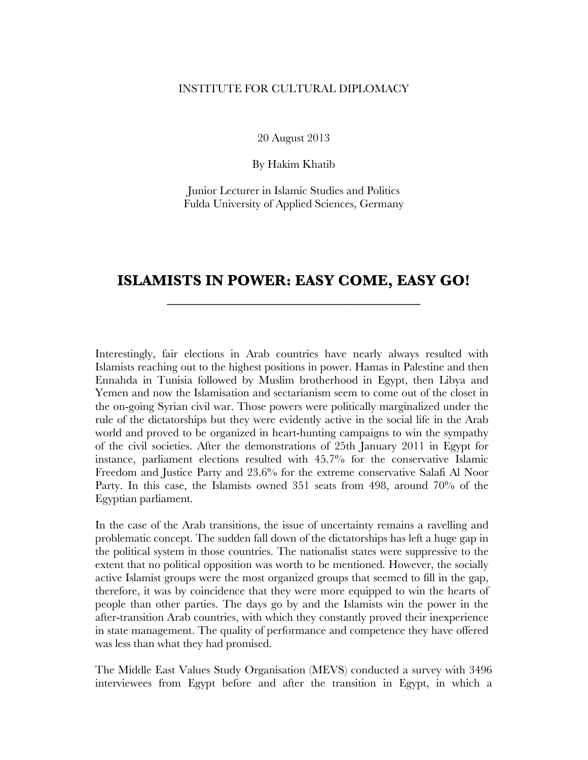INSTITUTE FOR CULTURAL DIPLOMACY

20 August 2013

By Hakim Khatib

Junior Lecturer in Islamic Studies and Politics
Fulda University of Applied Sciences, Germany

# ISLAMISTS IN POWER: EASY COME, EASY GO!

Interestingly, fair elections in Arab countries have nearly always resulted with Islamists reaching out to the highest positions in power. Hamas in Palestine and then Ennahda in Tunisia followed by Muslim brotherhood in Egypt, then Libya and Yemen and now the Islamisation and sectarianism seem to come out of the closet in the on-going Syrian civil war. Those powers were politically marginalized under the rule of the dictatorships but they were evidently active in the social life in the Arab world and proved to be organized in heart-hunting campaigns to win the sympathy of the civil societies. After the demonstrations of 25th January 2011 in Egypt for instance, parliament elections resulted with 45.7% for the conservative Islamic Freedom and Justice Party and 23.6% for the extreme conservative Salafi Al Noor Party. In this case, the Islamists owned 351 seats from 498, around 70% of the Egyptian parliament.

In the case of the Arab transitions, the issue of uncertainty remains a ravelling and problematic concept. The sudden fall down of the dictatorships has left a huge gap in the political system in those countries. The nationalist states were suppressive to the extent that no political opposition was worth to be mentioned. However, the socially active Islamist groups were the most organized groups that seemed to fill in the gap, therefore, it was by coincidence that they were more equipped to win the hearts of people than other parties. The days go by and the Islamists win the power in the after-transition Arab countries, with which they constantly proved their inexperience in state management. The quality of performance and competence they have offered was less than what they had promised.

The Middle East Values Study Organisation (MEVS) conducted a survey with 3496 interviewees from Egypt before and after the transition in Egypt, in which a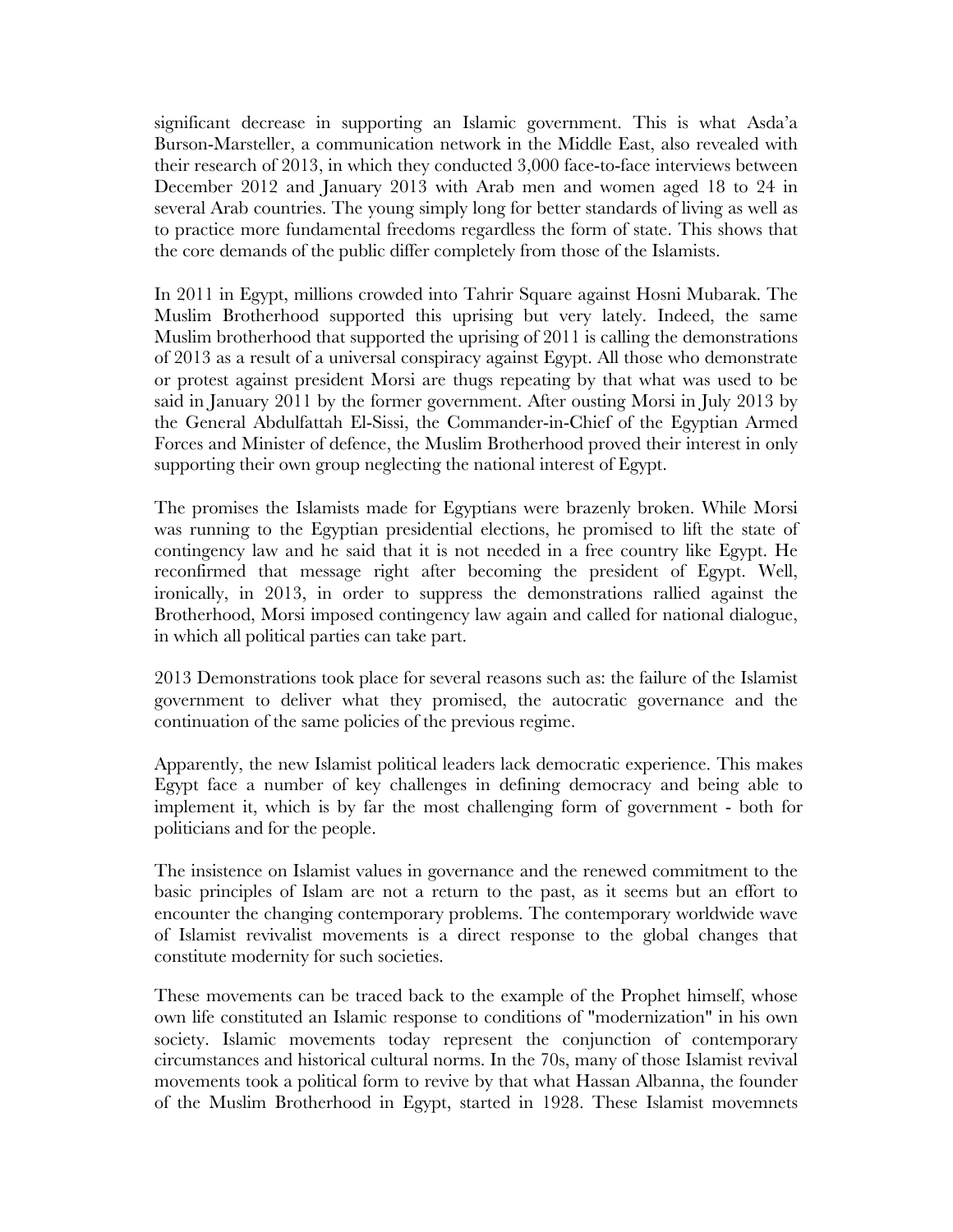significant decrease in supporting an Islamic government. This is what Asda'a Burson-Marsteller, a communication network in the Middle East, also revealed with their research of 2013, in which they conducted 3,000 face-to-face interviews between December 2012 and January 2013 with Arab men and women aged 18 to 24 in several Arab countries. The young simply long for better standards of living as well as to practice more fundamental freedoms regardless the form of state. This shows that the core demands of the public differ completely from those of the Islamists.

In 2011 in Egypt, millions crowded into Tahrir Square against Hosni Mubarak. The Muslim Brotherhood supported this uprising but very lately. Indeed, the same Muslim brotherhood that supported the uprising of 2011 is calling the demonstrations of 2013 as a result of a universal conspiracy against Egypt. All those who demonstrate or protest against president Morsi are thugs repeating by that what was used to be said in January 2011 by the former government. After ousting Morsi in July 2013 by the General Abdulfattah El-Sissi, the Commander-in-Chief of the Egyptian Armed Forces and Minister of defence, the Muslim Brotherhood proved their interest in only supporting their own group neglecting the national interest of Egypt.

The promises the Islamists made for Egyptians were brazenly broken. While Morsi was running to the Egyptian presidential elections, he promised to lift the state of contingency law and he said that it is not needed in a free country like Egypt. He reconfirmed that message right after becoming the president of Egypt. Well, ironically, in 2013, in order to suppress the demonstrations rallied against the Brotherhood, Morsi imposed contingency law again and called for national dialogue, in which all political parties can take part.

2013 Demonstrations took place for several reasons such as: the failure of the Islamist government to deliver what they promised, the autocratic governance and the continuation of the same policies of the previous regime.

Apparently, the new Islamist political leaders lack democratic experience. This makes Egypt face a number of key challenges in defining democracy and being able to implement it, which is by far the most challenging form of government - both for politicians and for the people.

The insistence on Islamist values in governance and the renewed commitment to the basic principles of Islam are not a return to the past, as it seems but an effort to encounter the changing contemporary problems. The contemporary worldwide wave of Islamist revivalist movements is a direct response to the global changes that constitute modernity for such societies.

These movements can be traced back to the example of the Prophet himself, whose own life constituted an Islamic response to conditions of "modernization" in his own society. Islamic movements today represent the conjunction of contemporary circumstances and historical cultural norms. In the 70s, many of those Islamist revival movements took a political form to revive by that what Hassan Albanna, the founder of the Muslim Brotherhood in Egypt, started in 1928. These Islamist movemnets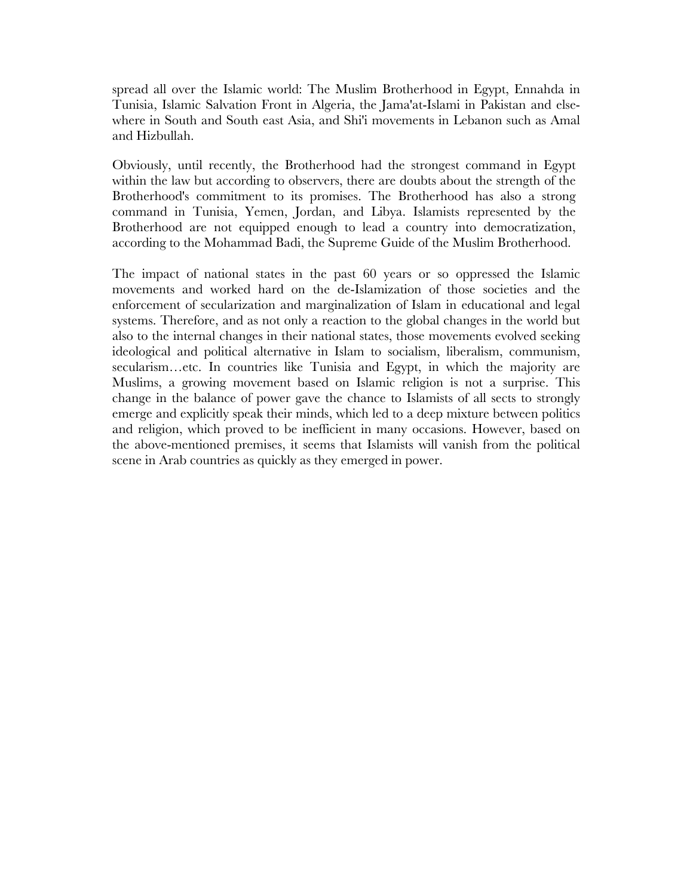spread all over the Islamic world: The Muslim Brotherhood in Egypt, Ennahda in Tunisia, Islamic Salvation Front in Algeria, the Jama'at-Islami in Pakistan and elsewhere in South and South east Asia, and Shi'i movements in Lebanon such as Amal and Hizbullah.

Obviously, until recently, the Brotherhood had the strongest command in Egypt within the law but according to observers, there are doubts about the strength of the Brotherhood's commitment to its promises. The Brotherhood has also a strong command in Tunisia, Yemen, Jordan, and Libya. Islamists represented by the Brotherhood are not equipped enough to lead a country into democratization, according to the Mohammad Badi, the Supreme Guide of the Muslim Brotherhood.

The impact of national states in the past 60 years or so oppressed the Islamic movements and worked hard on the de-Islamization of those societies and the enforcement of secularization and marginalization of Islam in educational and legal systems. Therefore, and as not only a reaction to the global changes in the world but also to the internal changes in their national states, those movements evolved seeking ideological and political alternative in Islam to socialism, liberalism, communism, secularism…etc. In countries like Tunisia and Egypt, in which the majority are Muslims, a growing movement based on Islamic religion is not a surprise. This change in the balance of power gave the chance to Islamists of all sects to strongly emerge and explicitly speak their minds, which led to a deep mixture between politics and religion, which proved to be inefficient in many occasions. However, based on the above-mentioned premises, it seems that Islamists will vanish from the political scene in Arab countries as quickly as they emerged in power.